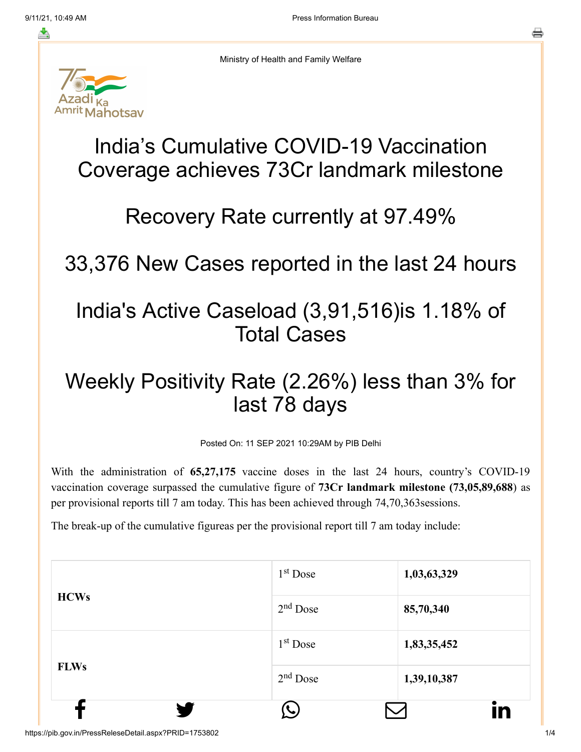Ministry of Health and Family Welfare

# India's Cumulative COVID-19 Vaccination Coverage achieves 73Cr landmark milestone

# Recovery Rate currently at 97.49%

# 33,376 New Cases reported in the last 24 hours

# India's Active Caseload (3,91,516)is 1.18% of Total Cases

# Weekly Positivity Rate (2.26%) less than 3% for last 78 days

Posted On: 11 SEP 2021 10:29AM by PIB Delhi

With the administration of **65,27,175** vaccine doses in the last 24 hours, country's COVID-19 vaccination coverage surpassed the cumulative figure of **73Cr landmark milestone (73,05,89,688**) as per provisional reports till 7 am today. This has been achieved through 74,70,363sessions.

The break-up of the cumulative figureas per the provisional report till 7 am today include:

| | | |
|---|---|---|
| **HCWs** | 1st Dose | **1,03,63,329** |
| | 2nd Dose | **85,70,340** |
| **FLWs** | 1st Dose | **1,83,35,452** |
| | 2nd Dose | **1,39,10,387** |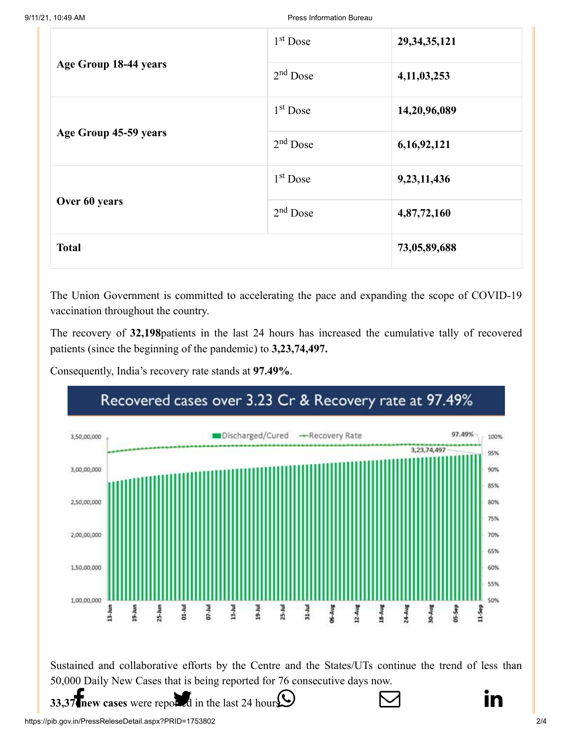| | | |
|---|---|---|
| **Age Group 18-44 years** | 1st Dose | **29,34,35,121** |
| | 2nd Dose | **4,11,03,253** |
| **Age Group 45-59 years** | 1st Dose | **14,20,96,089** |
| | 2nd Dose | **6,16,92,121** |
| **Over 60 years** | 1st Dose | **9,23,11,436** |
| | 2nd Dose | **4,87,72,160** |
| **Total** | | **73,05,89,688** |

The Union Government is committed to accelerating the pace and expanding the scope of COVID-19 vaccination throughout the country.

The recovery of **32,198**patients in the last 24 hours has increased the cumulative tally of recovered patients (since the beginning of the pandemic) to **3,23,74,497.**

Consequently, India's recovery rate stands at **97.49%**.

Recovered cases over 3.23 Cr & Recovery rate at 97.49%

Sustained and collaborative efforts by the Centre and the States/UTs continue the trend of less than 50,000 Daily New Cases that is being reported for 76 consecutive days now.

**33,376 new cases** were reported in the last 24 hours.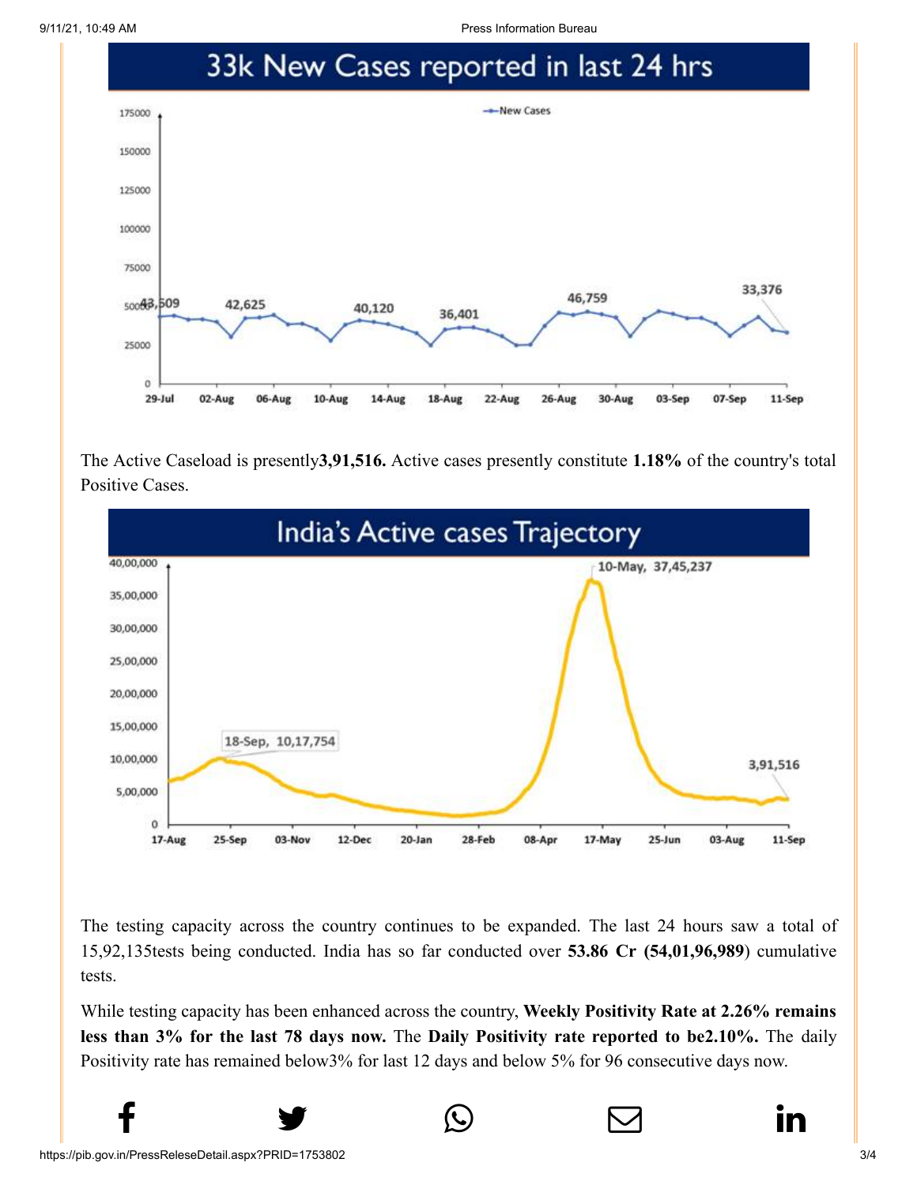## 33k New Cases reported in last 24 hrs

The Active Caseload is presently**3,91,516.** Active cases presently constitute **1.18%** of the country's total Positive Cases.

## India's Active cases Trajectory

The testing capacity across the country continues to be expanded. The last 24 hours saw a total of 15,92,135tests being conducted. India has so far conducted over **53.86 Cr (54,01,96,989**) cumulative tests.

While testing capacity has been enhanced across the country, **Weekly Positivity Rate at 2.26% remains less than 3% for the last 78 days now.** The **Daily Positivity rate reported to be2.10%.** The daily Positivity rate has remained below3% for last 12 days and below 5% for 96 consecutive days now.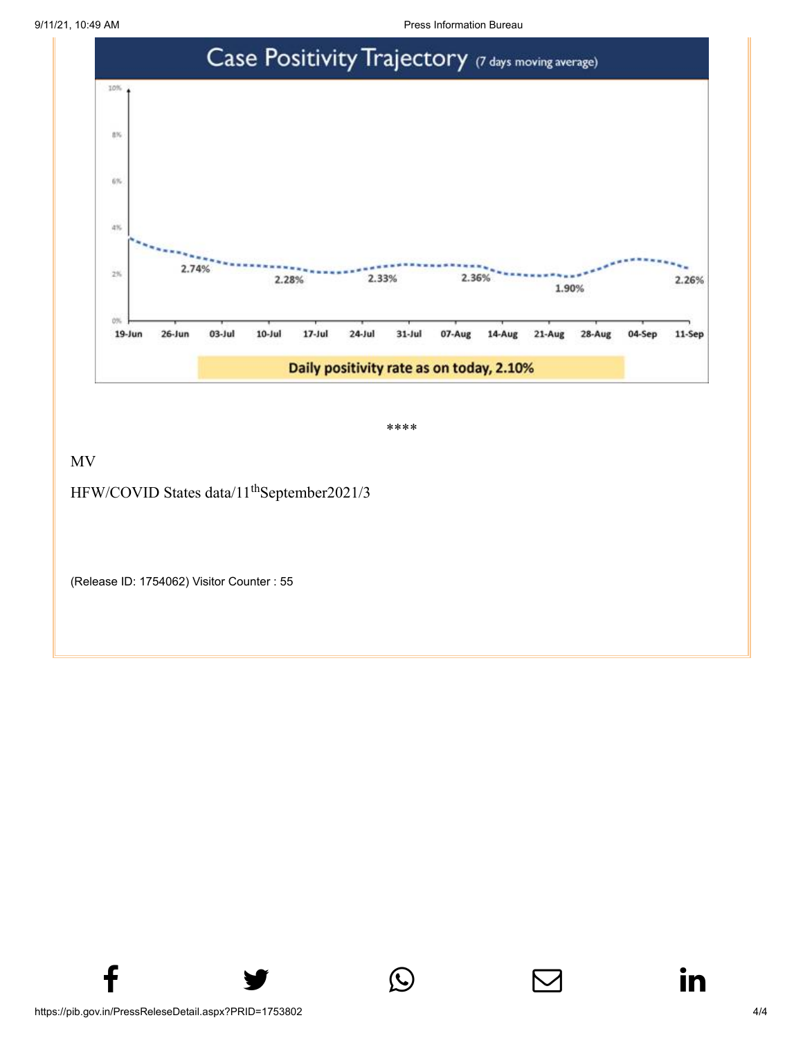Case Positivity Trajectory (7 days moving average)

10%

8%

6%

4%

2%

0%

2.74%

2.28%

2.33%

2.36%

1.90%

2.26%

19-Jun 26-Jun 03-Jul 10-Jul 17-Jul 24-Jul 31-Jul 07-Aug 14-Aug 21-Aug 28-Aug 04-Sep 11-Sep

Daily positivity rate as on today, 2.10%

****

MV

HFW/COVID States data/11th September2021/3

(Release ID: 1754062) Visitor Counter : 55